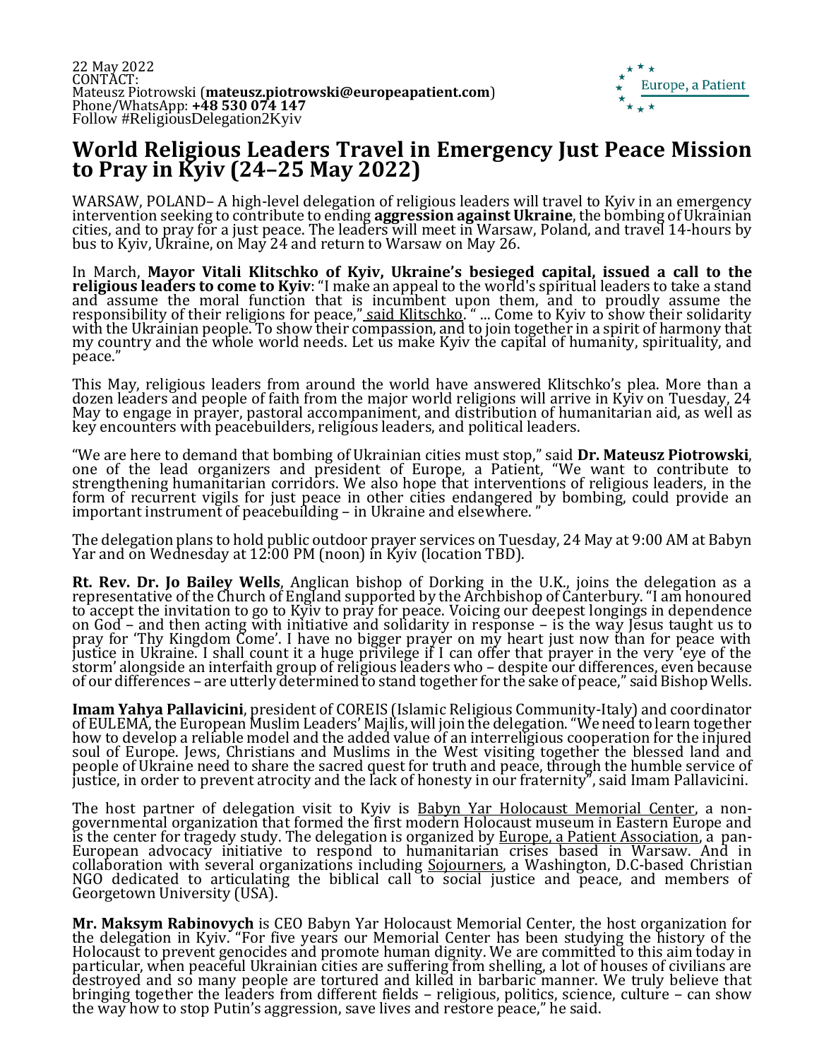22 May 2022
CONTACT:
Mateusz Piotrowski (**mateusz.piotrowski@europeapatient.com**)
Phone/WhatsApp: **+48 530 074 147**
Follow #ReligiousDelegation2Kyiv

Europe, a Patient

# World Religious Leaders Travel in Emergency Just Peace Mission to Pray in Kyiv (24–25 May 2022)

WARSAW, POLAND– A high-level delegation of religious leaders will travel to Kyiv in an emergency intervention seeking to contribute to ending **aggression against Ukraine**, the bombing of Ukrainian cities, and to pray for a just peace. The leaders will meet in Warsaw, Poland, and travel 14-hours by bus to Kyiv, Ukraine, on May 24 and return to Warsaw on May 26.

In March, **Mayor Vitali Klitschko of Kyiv, Ukraine's besieged capital, issued a call to the religious leaders to come to Kyiv**: "I make an appeal to the world's spiritual leaders to take a stand and assume the moral function that is incumbent upon them, and to proudly assume the responsibility of their religions for peace," said Klitschko. " ... Come to Kyiv to show their solidarity with the Ukrainian people. To show their compassion, and to join together in a spirit of harmony that my country and the whole world needs. Let us make Kyiv the capital of humanity, spirituality, and peace."

This May, religious leaders from around the world have answered Klitschko's plea. More than a dozen leaders and people of faith from the major world religions will arrive in Kyiv on Tuesday, 24 May to engage in prayer, pastoral accompaniment, and distribution of humanitarian aid, as well as key encounters with peacebuilders, religious leaders, and political leaders.

"We are here to demand that bombing of Ukrainian cities must stop," said **Dr. Mateusz Piotrowski**, one of the lead organizers and president of Europe, a Patient, "We want to contribute to strengthening humanitarian corridors. We also hope that interventions of religious leaders, in the form of recurrent vigils for just peace in other cities endangered by bombing, could provide an important instrument of peacebuilding – in Ukraine and elsewhere. "

The delegation plans to hold public outdoor prayer services on Tuesday, 24 May at 9:00 AM at Babyn Yar and on Wednesday at 12:00 PM (noon) in Kyiv (location TBD).

**Rt. Rev. Dr. Jo Bailey Wells**, Anglican bishop of Dorking in the U.K., joins the delegation as a representative of the Church of England supported by the Archbishop of Canterbury. "I am honoured to accept the invitation to go to Kyiv to pray for peace. Voicing our deepest longings in dependence on God – and then acting with initiative and solidarity in response – is the way Jesus taught us to pray for 'Thy Kingdom Come'. I have no bigger prayer on my heart just now than for peace with justice in Ukraine. I shall count it a huge privilege if I can offer that prayer in the very 'eye of the storm' alongside an interfaith group of religious leaders who – despite our differences, even because of our differences – are utterly determined to stand together for the sake of peace," said Bishop Wells.

**Imam Yahya Pallavicini**, president of COREIS (Islamic Religious Community-Italy) and coordinator of EULEMA, the European Muslim Leaders' Majlis, will join the delegation. "We need to learn together how to develop a reliable model and the added value of an interreligious cooperation for the injured soul of Europe. Jews, Christians and Muslims in the West visiting together the blessed land and people of Ukraine need to share the sacred quest for truth and peace, through the humble service of justice, in order to prevent atrocity and the lack of honesty in our fraternity", said Imam Pallavicini.

The host partner of delegation visit to Kyiv is Babyn Yar Holocaust Memorial Center, a non-governmental organization that formed the first modern Holocaust museum in Eastern Europe and is the center for tragedy study. The delegation is organized by Europe, a Patient Association, a pan-European advocacy initiative to respond to humanitarian crises based in Warsaw. And in collaboration with several organizations including Sojourners, a Washington, D.C-based Christian NGO dedicated to articulating the biblical call to social justice and peace, and members of Georgetown University (USA).

**Mr. Maksym Rabinovych** is CEO Babyn Yar Holocaust Memorial Center, the host organization for the delegation in Kyiv. "For five years our Memorial Center has been studying the history of the Holocaust to prevent genocides and promote human dignity. We are committed to this aim today in particular, when peaceful Ukrainian cities are suffering from shelling, a lot of houses of civilians are destroyed and so many people are tortured and killed in barbaric manner. We truly believe that bringing together the leaders from different fields – religious, politics, science, culture – can show the way how to stop Putin's aggression, save lives and restore peace," he said.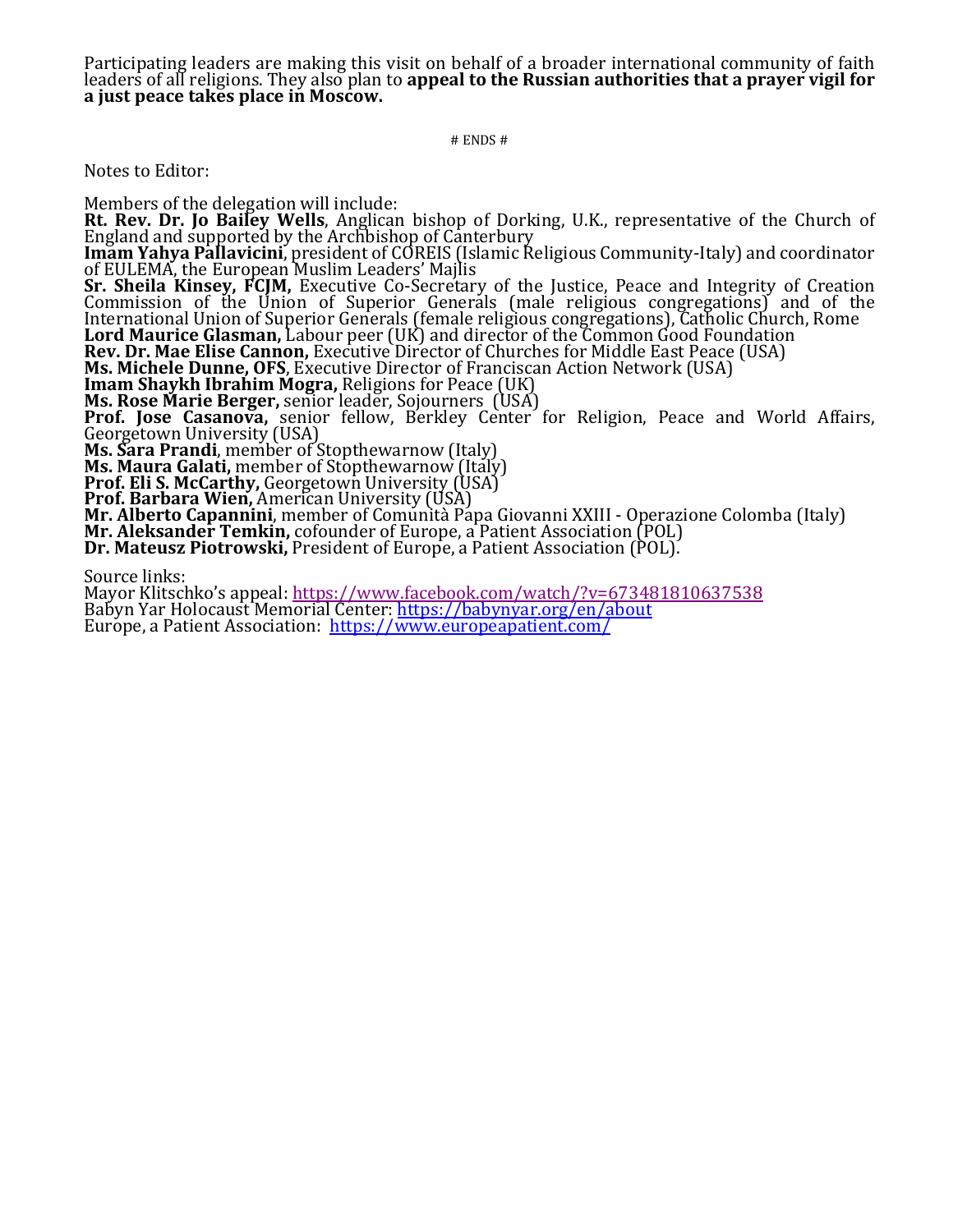Participating leaders are making this visit on behalf of a broader international community of faith leaders of all religions. They also plan to **appeal to the Russian authorities that a prayer vigil for a just peace takes place in Moscow.**

# ENDS #

Notes to Editor:

Members of the delegation will include:
**Rt. Rev. Dr. Jo Bailey Wells**, Anglican bishop of Dorking, U.K., representative of the Church of England and supported by the Archbishop of Canterbury
**Imam Yahya Pallavicini**, president of COREIS (Islamic Religious Community-Italy) and coordinator of EULEMA, the European Muslim Leaders' Majlis
**Sr. Sheila Kinsey, FCJM,** Executive Co-Secretary of the Justice, Peace and Integrity of Creation Commission of the Union of Superior Generals (male religious congregations) and of the International Union of Superior Generals (female religious congregations), Catholic Church, Rome
**Lord Maurice Glasman,** Labour peer (UK) and director of the Common Good Foundation
**Rev. Dr. Mae Elise Cannon,** Executive Director of Churches for Middle East Peace (USA)
**Ms. Michele Dunne, OFS**, Executive Director of Franciscan Action Network (USA)
**Imam Shaykh Ibrahim Mogra,** Religions for Peace (UK)
**Ms. Rose Marie Berger,** senior leader, Sojourners (USA)
**Prof. Jose Casanova,** senior fellow, Berkley Center for Religion, Peace and World Affairs, Georgetown University (USA)
**Ms. Sara Prandi**, member of Stopthewarnow (Italy)
**Ms. Maura Galati,** member of Stopthewarnow (Italy)
**Prof. Eli S. McCarthy,** Georgetown University (USA)
**Prof. Barbara Wien,** American University (USA)
**Mr. Alberto Capannini**, member of Comunità Papa Giovanni XXIII - Operazione Colomba (Italy)
**Mr. Aleksander Temkin,** cofounder of Europe, a Patient Association (POL)
**Dr. Mateusz Piotrowski,** President of Europe, a Patient Association (POL).

Source links:
Mayor Klitschko's appeal: https://www.facebook.com/watch/?v=673481810637538
Babyn Yar Holocaust Memorial Center: https://babynyar.org/en/about
Europe, a Patient Association: https://www.europeapatient.com/